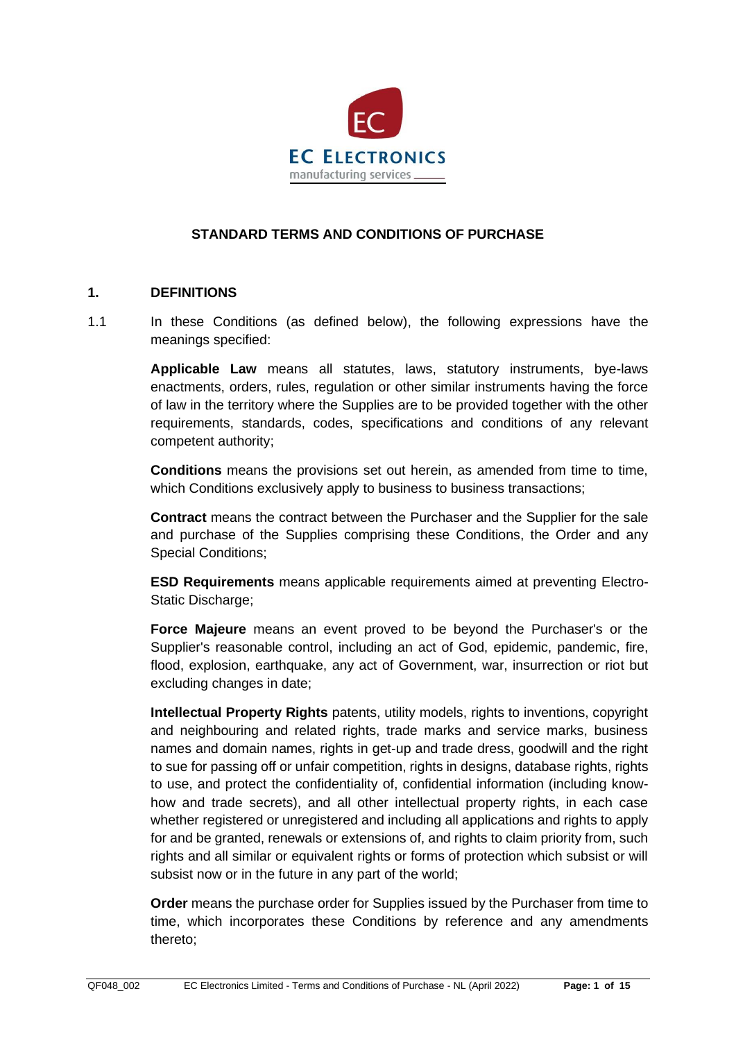# STANDARD TERMS AND CONDITIONS OF PURCHASE

## 1. DEFINITIONS

1.1 In these Conditions (as defined below), the following expressions have the meanings specified:

**Applicable Law** means all statutes, laws, statutory instruments, bye-laws enactments, orders, rules, regulation or other similar instruments having the force of law in the territory where the Supplies are to be provided together with the other requirements, standards, codes, specifications and conditions of any relevant competent authority;

**Conditions** means the provisions set out herein, as amended from time to time, which Conditions exclusively apply to business to business transactions;

**Contract** means the contract between the Purchaser and the Supplier for the sale and purchase of the Supplies comprising these Conditions, the Order and any Special Conditions;

**ESD Requirements** means applicable requirements aimed at preventing Electro-Static Discharge;

**Force Majeure** means an event proved to be beyond the Purchaser's or the Supplier's reasonable control, including an act of God, epidemic, pandemic, fire, flood, explosion, earthquake, any act of Government, war, insurrection or riot but excluding changes in date;

**Intellectual Property Rights** patents, utility models, rights to inventions, copyright and neighbouring and related rights, trade marks and service marks, business names and domain names, rights in get-up and trade dress, goodwill and the right to sue for passing off or unfair competition, rights in designs, database rights, rights to use, and protect the confidentiality of, confidential information (including know-how and trade secrets), and all other intellectual property rights, in each case whether registered or unregistered and including all applications and rights to apply for and be granted, renewals or extensions of, and rights to claim priority from, such rights and all similar or equivalent rights or forms of protection which subsist or will subsist now or in the future in any part of the world;

**Order** means the purchase order for Supplies issued by the Purchaser from time to time, which incorporates these Conditions by reference and any amendments thereto;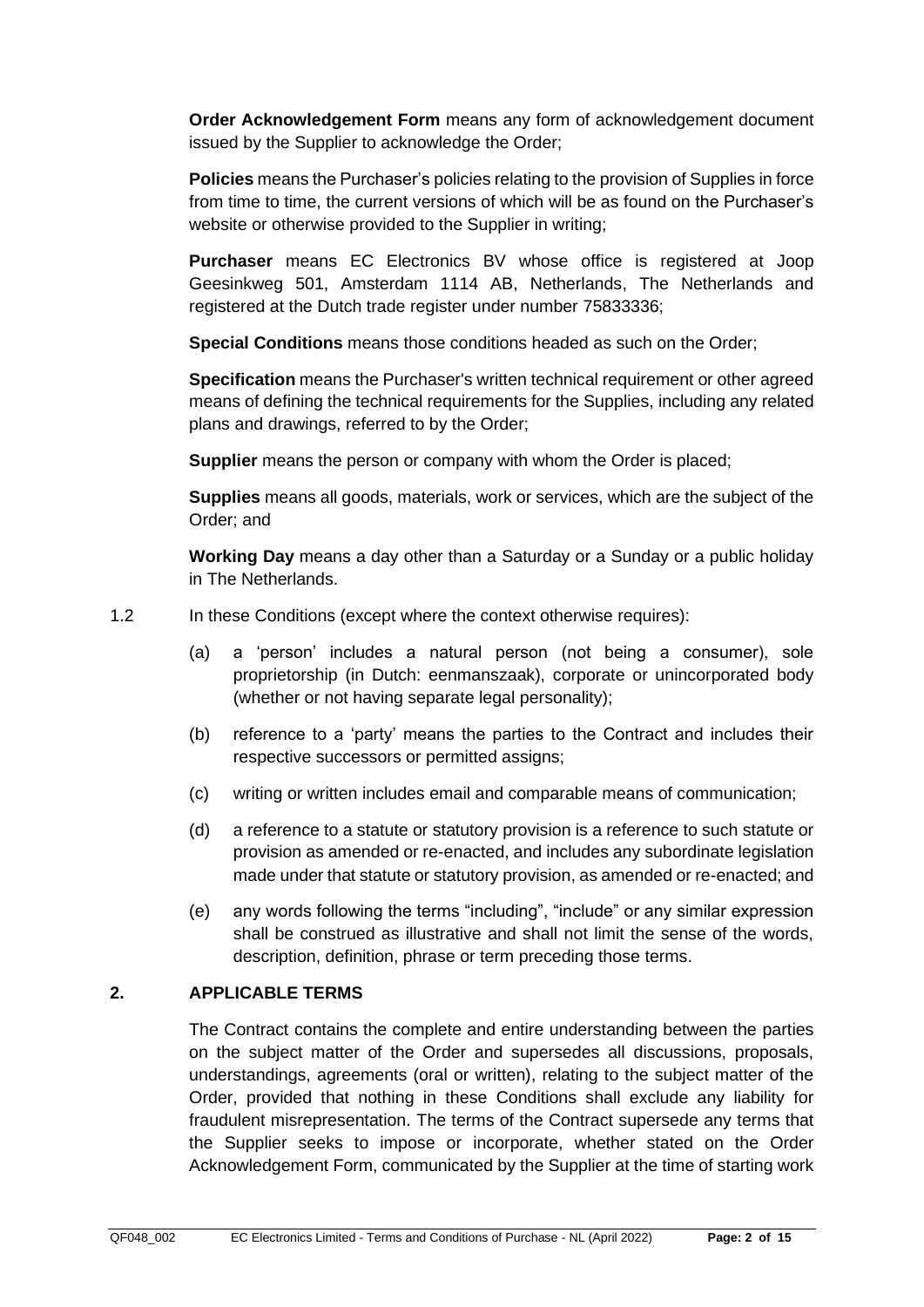**Order Acknowledgement Form** means any form of acknowledgement document issued by the Supplier to acknowledge the Order;

**Policies** means the Purchaser's policies relating to the provision of Supplies in force from time to time, the current versions of which will be as found on the Purchaser's website or otherwise provided to the Supplier in writing;

**Purchaser** means EC Electronics BV whose office is registered at Joop Geesinkweg 501, Amsterdam 1114 AB, Netherlands, The Netherlands and registered at the Dutch trade register under number 75833336;

**Special Conditions** means those conditions headed as such on the Order;

**Specification** means the Purchaser's written technical requirement or other agreed means of defining the technical requirements for the Supplies, including any related plans and drawings, referred to by the Order;

**Supplier** means the person or company with whom the Order is placed;

**Supplies** means all goods, materials, work or services, which are the subject of the Order; and

**Working Day** means a day other than a Saturday or a Sunday or a public holiday in The Netherlands.

1.2 In these Conditions (except where the context otherwise requires):

(a) a 'person' includes a natural person (not being a consumer), sole proprietorship (in Dutch: eenmanszaak), corporate or unincorporated body (whether or not having separate legal personality);

(b) reference to a 'party' means the parties to the Contract and includes their respective successors or permitted assigns;

(c) writing or written includes email and comparable means of communication;

(d) a reference to a statute or statutory provision is a reference to such statute or provision as amended or re-enacted, and includes any subordinate legislation made under that statute or statutory provision, as amended or re-enacted; and

(e) any words following the terms "including", "include" or any similar expression shall be construed as illustrative and shall not limit the sense of the words, description, definition, phrase or term preceding those terms.

## 2. APPLICABLE TERMS

The Contract contains the complete and entire understanding between the parties on the subject matter of the Order and supersedes all discussions, proposals, understandings, agreements (oral or written), relating to the subject matter of the Order, provided that nothing in these Conditions shall exclude any liability for fraudulent misrepresentation. The terms of the Contract supersede any terms that the Supplier seeks to impose or incorporate, whether stated on the Order Acknowledgement Form, communicated by the Supplier at the time of starting work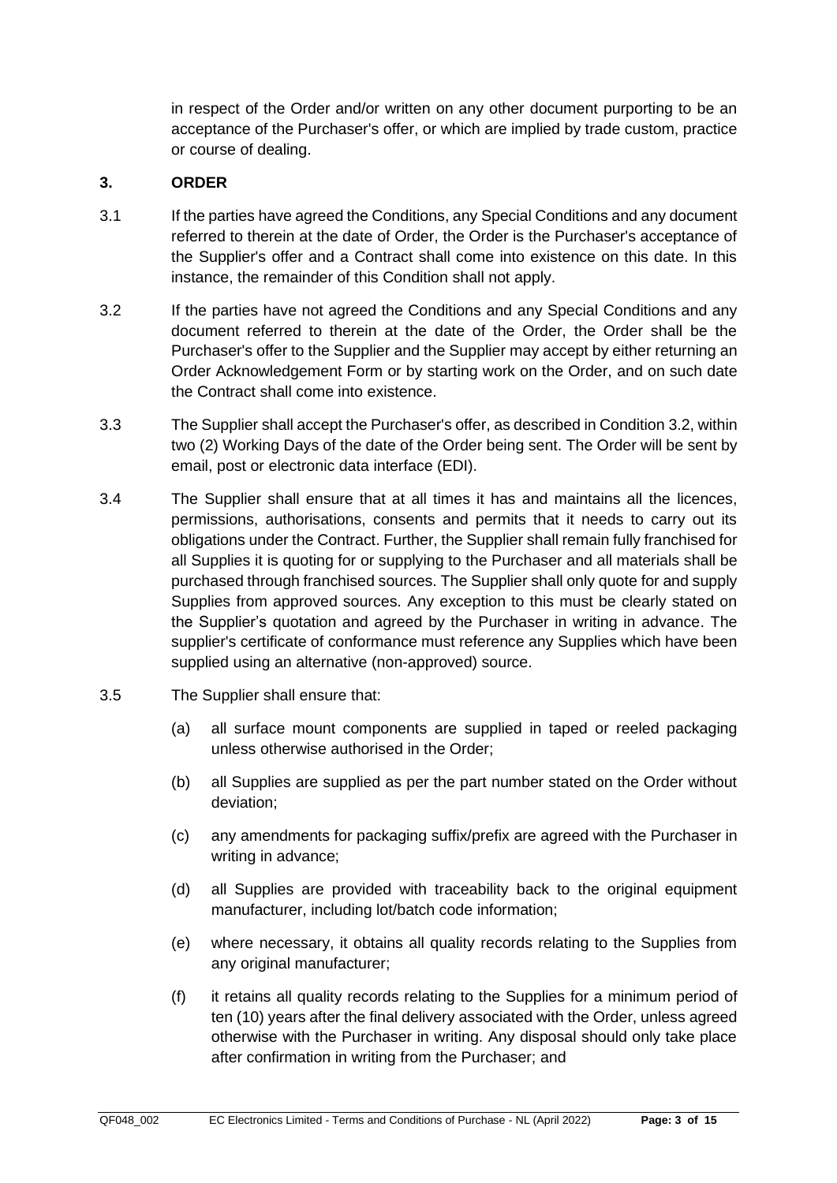in respect of the Order and/or written on any other document purporting to be an acceptance of the Purchaser's offer, or which are implied by trade custom, practice or course of dealing.

## 3. ORDER

3.1 If the parties have agreed the Conditions, any Special Conditions and any document referred to therein at the date of Order, the Order is the Purchaser's acceptance of the Supplier's offer and a Contract shall come into existence on this date. In this instance, the remainder of this Condition shall not apply.

3.2 If the parties have not agreed the Conditions and any Special Conditions and any document referred to therein at the date of the Order, the Order shall be the Purchaser's offer to the Supplier and the Supplier may accept by either returning an Order Acknowledgement Form or by starting work on the Order, and on such date the Contract shall come into existence.

3.3 The Supplier shall accept the Purchaser's offer, as described in Condition 3.2, within two (2) Working Days of the date of the Order being sent. The Order will be sent by email, post or electronic data interface (EDI).

3.4 The Supplier shall ensure that at all times it has and maintains all the licences, permissions, authorisations, consents and permits that it needs to carry out its obligations under the Contract. Further, the Supplier shall remain fully franchised for all Supplies it is quoting for or supplying to the Purchaser and all materials shall be purchased through franchised sources. The Supplier shall only quote for and supply Supplies from approved sources. Any exception to this must be clearly stated on the Supplier's quotation and agreed by the Purchaser in writing in advance. The supplier's certificate of conformance must reference any Supplies which have been supplied using an alternative (non-approved) source.

3.5 The Supplier shall ensure that:

(a) all surface mount components are supplied in taped or reeled packaging unless otherwise authorised in the Order;

(b) all Supplies are supplied as per the part number stated on the Order without deviation;

(c) any amendments for packaging suffix/prefix are agreed with the Purchaser in writing in advance;

(d) all Supplies are provided with traceability back to the original equipment manufacturer, including lot/batch code information;

(e) where necessary, it obtains all quality records relating to the Supplies from any original manufacturer;

(f) it retains all quality records relating to the Supplies for a minimum period of ten (10) years after the final delivery associated with the Order, unless agreed otherwise with the Purchaser in writing. Any disposal should only take place after confirmation in writing from the Purchaser; and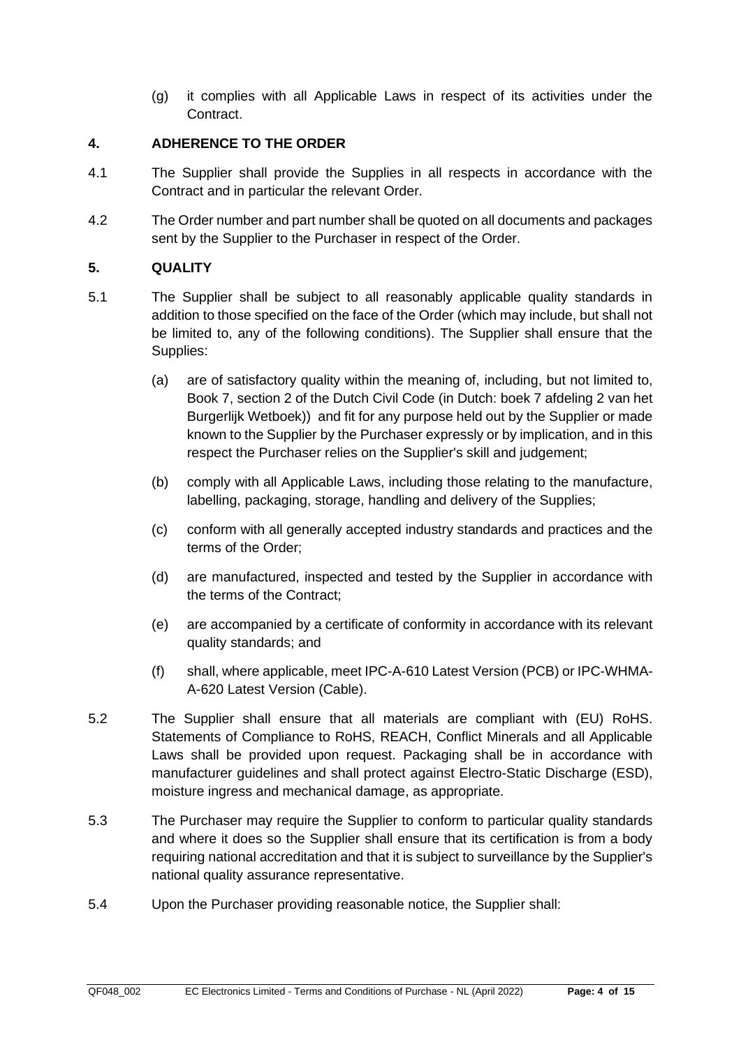(g) it complies with all Applicable Laws in respect of its activities under the Contract.

## 4. ADHERENCE TO THE ORDER

4.1 The Supplier shall provide the Supplies in all respects in accordance with the Contract and in particular the relevant Order.

4.2 The Order number and part number shall be quoted on all documents and packages sent by the Supplier to the Purchaser in respect of the Order.

## 5. QUALITY

5.1 The Supplier shall be subject to all reasonably applicable quality standards in addition to those specified on the face of the Order (which may include, but shall not be limited to, any of the following conditions). The Supplier shall ensure that the Supplies:

(a) are of satisfactory quality within the meaning of, including, but not limited to, Book 7, section 2 of the Dutch Civil Code (in Dutch: boek 7 afdeling 2 van het Burgerlijk Wetboek)) and fit for any purpose held out by the Supplier or made known to the Supplier by the Purchaser expressly or by implication, and in this respect the Purchaser relies on the Supplier's skill and judgement;

(b) comply with all Applicable Laws, including those relating to the manufacture, labelling, packaging, storage, handling and delivery of the Supplies;

(c) conform with all generally accepted industry standards and practices and the terms of the Order;

(d) are manufactured, inspected and tested by the Supplier in accordance with the terms of the Contract;

(e) are accompanied by a certificate of conformity in accordance with its relevant quality standards; and

(f) shall, where applicable, meet IPC-A-610 Latest Version (PCB) or IPC-WHMA-A-620 Latest Version (Cable).

5.2 The Supplier shall ensure that all materials are compliant with (EU) RoHS. Statements of Compliance to RoHS, REACH, Conflict Minerals and all Applicable Laws shall be provided upon request. Packaging shall be in accordance with manufacturer guidelines and shall protect against Electro-Static Discharge (ESD), moisture ingress and mechanical damage, as appropriate.

5.3 The Purchaser may require the Supplier to conform to particular quality standards and where it does so the Supplier shall ensure that its certification is from a body requiring national accreditation and that it is subject to surveillance by the Supplier's national quality assurance representative.

5.4 Upon the Purchaser providing reasonable notice, the Supplier shall: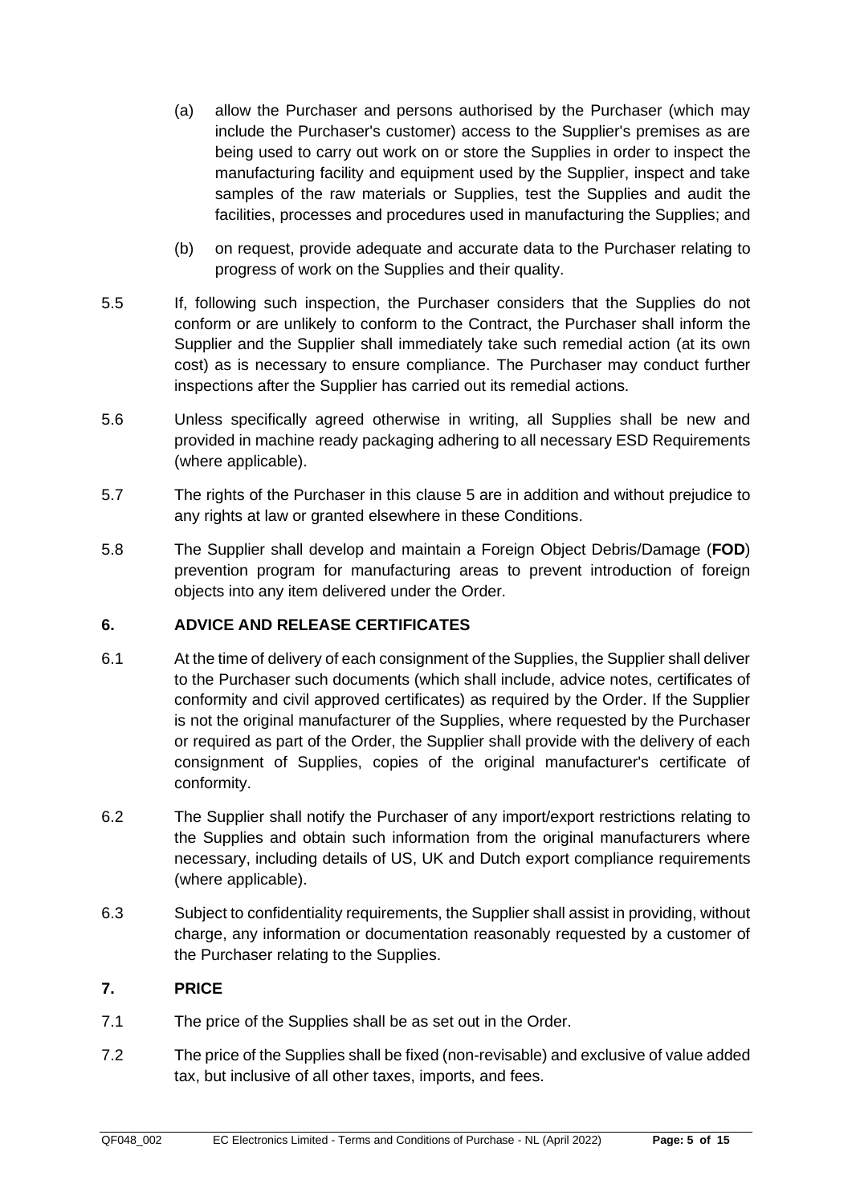(a) allow the Purchaser and persons authorised by the Purchaser (which may include the Purchaser's customer) access to the Supplier's premises as are being used to carry out work on or store the Supplies in order to inspect the manufacturing facility and equipment used by the Supplier, inspect and take samples of the raw materials or Supplies, test the Supplies and audit the facilities, processes and procedures used in manufacturing the Supplies; and

(b) on request, provide adequate and accurate data to the Purchaser relating to progress of work on the Supplies and their quality.

5.5 If, following such inspection, the Purchaser considers that the Supplies do not conform or are unlikely to conform to the Contract, the Purchaser shall inform the Supplier and the Supplier shall immediately take such remedial action (at its own cost) as is necessary to ensure compliance. The Purchaser may conduct further inspections after the Supplier has carried out its remedial actions.

5.6 Unless specifically agreed otherwise in writing, all Supplies shall be new and provided in machine ready packaging adhering to all necessary ESD Requirements (where applicable).

5.7 The rights of the Purchaser in this clause 5 are in addition and without prejudice to any rights at law or granted elsewhere in these Conditions.

5.8 The Supplier shall develop and maintain a Foreign Object Debris/Damage (**FOD**) prevention program for manufacturing areas to prevent introduction of foreign objects into any item delivered under the Order.

## 6. ADVICE AND RELEASE CERTIFICATES

6.1 At the time of delivery of each consignment of the Supplies, the Supplier shall deliver to the Purchaser such documents (which shall include, advice notes, certificates of conformity and civil approved certificates) as required by the Order. If the Supplier is not the original manufacturer of the Supplies, where requested by the Purchaser or required as part of the Order, the Supplier shall provide with the delivery of each consignment of Supplies, copies of the original manufacturer's certificate of conformity.

6.2 The Supplier shall notify the Purchaser of any import/export restrictions relating to the Supplies and obtain such information from the original manufacturers where necessary, including details of US, UK and Dutch export compliance requirements (where applicable).

6.3 Subject to confidentiality requirements, the Supplier shall assist in providing, without charge, any information or documentation reasonably requested by a customer of the Purchaser relating to the Supplies.

## 7. PRICE

7.1 The price of the Supplies shall be as set out in the Order.

7.2 The price of the Supplies shall be fixed (non-revisable) and exclusive of value added tax, but inclusive of all other taxes, imports, and fees.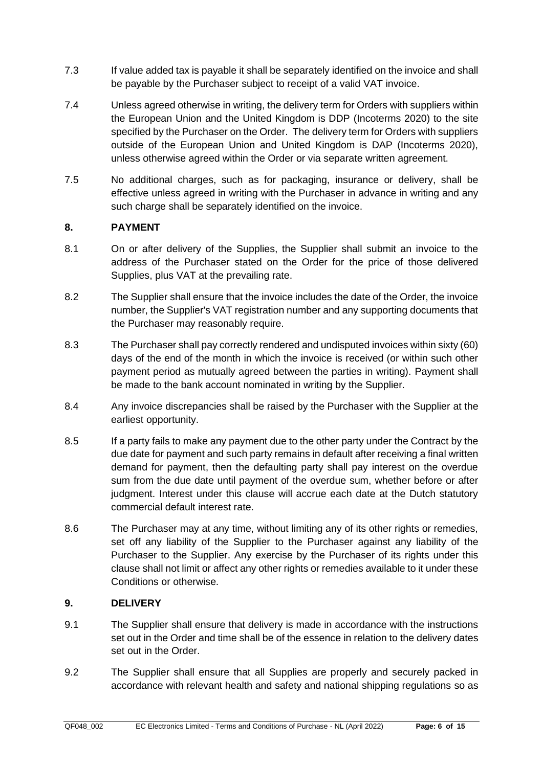7.3 If value added tax is payable it shall be separately identified on the invoice and shall be payable by the Purchaser subject to receipt of a valid VAT invoice.

7.4 Unless agreed otherwise in writing, the delivery term for Orders with suppliers within the European Union and the United Kingdom is DDP (Incoterms 2020) to the site specified by the Purchaser on the Order. The delivery term for Orders with suppliers outside of the European Union and United Kingdom is DAP (Incoterms 2020), unless otherwise agreed within the Order or via separate written agreement.

7.5 No additional charges, such as for packaging, insurance or delivery, shall be effective unless agreed in writing with the Purchaser in advance in writing and any such charge shall be separately identified on the invoice.

## 8. PAYMENT

8.1 On or after delivery of the Supplies, the Supplier shall submit an invoice to the address of the Purchaser stated on the Order for the price of those delivered Supplies, plus VAT at the prevailing rate.

8.2 The Supplier shall ensure that the invoice includes the date of the Order, the invoice number, the Supplier's VAT registration number and any supporting documents that the Purchaser may reasonably require.

8.3 The Purchaser shall pay correctly rendered and undisputed invoices within sixty (60) days of the end of the month in which the invoice is received (or within such other payment period as mutually agreed between the parties in writing). Payment shall be made to the bank account nominated in writing by the Supplier.

8.4 Any invoice discrepancies shall be raised by the Purchaser with the Supplier at the earliest opportunity.

8.5 If a party fails to make any payment due to the other party under the Contract by the due date for payment and such party remains in default after receiving a final written demand for payment, then the defaulting party shall pay interest on the overdue sum from the due date until payment of the overdue sum, whether before or after judgment. Interest under this clause will accrue each date at the Dutch statutory commercial default interest rate.

8.6 The Purchaser may at any time, without limiting any of its other rights or remedies, set off any liability of the Supplier to the Purchaser against any liability of the Purchaser to the Supplier. Any exercise by the Purchaser of its rights under this clause shall not limit or affect any other rights or remedies available to it under these Conditions or otherwise.

## 9. DELIVERY

9.1 The Supplier shall ensure that delivery is made in accordance with the instructions set out in the Order and time shall be of the essence in relation to the delivery dates set out in the Order.

9.2 The Supplier shall ensure that all Supplies are properly and securely packed in accordance with relevant health and safety and national shipping regulations so as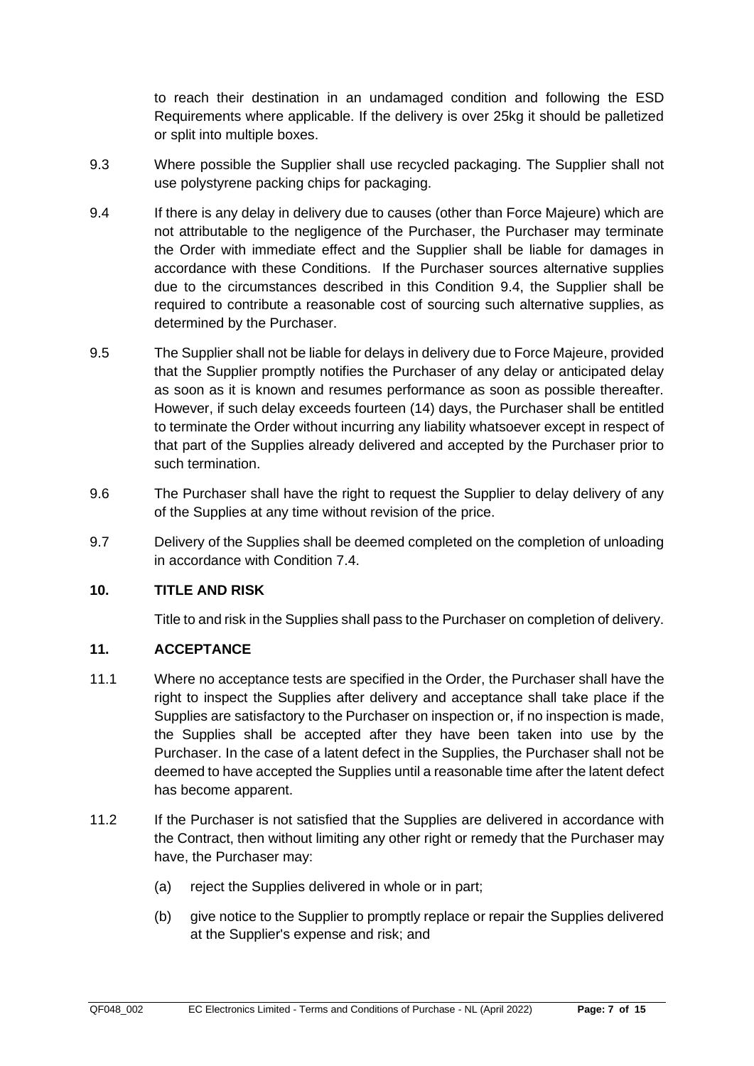to reach their destination in an undamaged condition and following the ESD Requirements where applicable. If the delivery is over 25kg it should be palletized or split into multiple boxes.

9.3 Where possible the Supplier shall use recycled packaging. The Supplier shall not use polystyrene packing chips for packaging.

9.4 If there is any delay in delivery due to causes (other than Force Majeure) which are not attributable to the negligence of the Purchaser, the Purchaser may terminate the Order with immediate effect and the Supplier shall be liable for damages in accordance with these Conditions. If the Purchaser sources alternative supplies due to the circumstances described in this Condition 9.4, the Supplier shall be required to contribute a reasonable cost of sourcing such alternative supplies, as determined by the Purchaser.

9.5 The Supplier shall not be liable for delays in delivery due to Force Majeure, provided that the Supplier promptly notifies the Purchaser of any delay or anticipated delay as soon as it is known and resumes performance as soon as possible thereafter. However, if such delay exceeds fourteen (14) days, the Purchaser shall be entitled to terminate the Order without incurring any liability whatsoever except in respect of that part of the Supplies already delivered and accepted by the Purchaser prior to such termination.

9.6 The Purchaser shall have the right to request the Supplier to delay delivery of any of the Supplies at any time without revision of the price.

9.7 Delivery of the Supplies shall be deemed completed on the completion of unloading in accordance with Condition 7.4.

## 10. TITLE AND RISK

Title to and risk in the Supplies shall pass to the Purchaser on completion of delivery.

## 11. ACCEPTANCE

11.1 Where no acceptance tests are specified in the Order, the Purchaser shall have the right to inspect the Supplies after delivery and acceptance shall take place if the Supplies are satisfactory to the Purchaser on inspection or, if no inspection is made, the Supplies shall be accepted after they have been taken into use by the Purchaser. In the case of a latent defect in the Supplies, the Purchaser shall not be deemed to have accepted the Supplies until a reasonable time after the latent defect has become apparent.

11.2 If the Purchaser is not satisfied that the Supplies are delivered in accordance with the Contract, then without limiting any other right or remedy that the Purchaser may have, the Purchaser may:

(a) reject the Supplies delivered in whole or in part;

(b) give notice to the Supplier to promptly replace or repair the Supplies delivered at the Supplier's expense and risk; and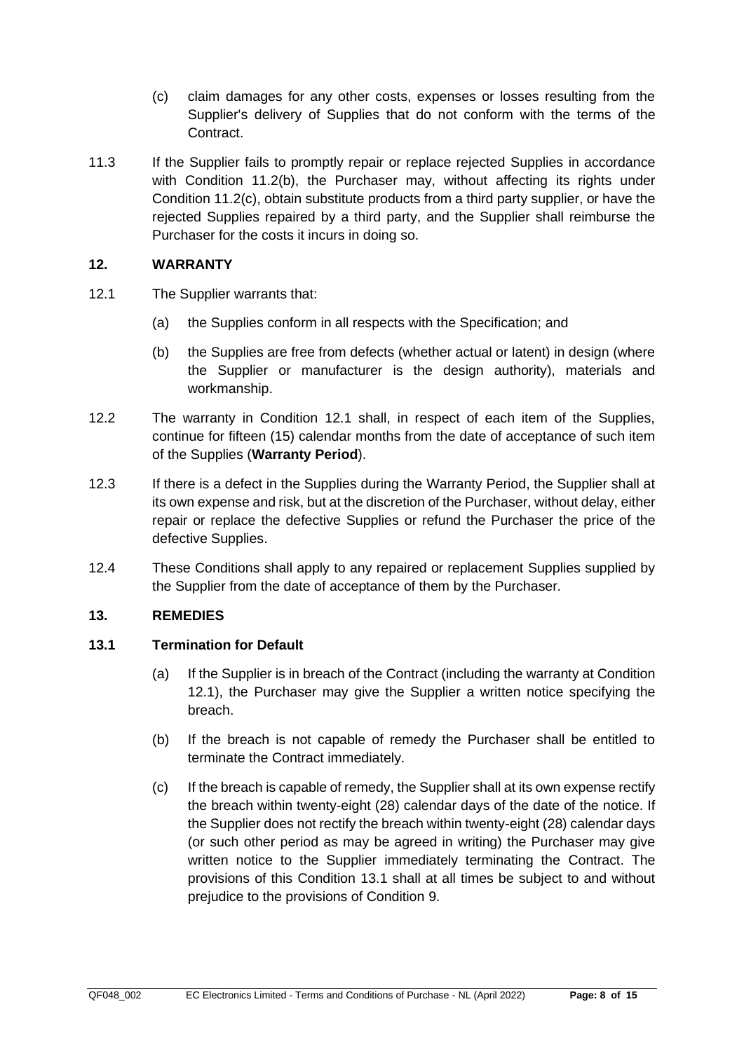(c) claim damages for any other costs, expenses or losses resulting from the Supplier's delivery of Supplies that do not conform with the terms of the Contract.

11.3 If the Supplier fails to promptly repair or replace rejected Supplies in accordance with Condition 11.2(b), the Purchaser may, without affecting its rights under Condition 11.2(c), obtain substitute products from a third party supplier, or have the rejected Supplies repaired by a third party, and the Supplier shall reimburse the Purchaser for the costs it incurs in doing so.

## 12. WARRANTY

12.1 The Supplier warrants that:

(a) the Supplies conform in all respects with the Specification; and

(b) the Supplies are free from defects (whether actual or latent) in design (where the Supplier or manufacturer is the design authority), materials and workmanship.

12.2 The warranty in Condition 12.1 shall, in respect of each item of the Supplies, continue for fifteen (15) calendar months from the date of acceptance of such item of the Supplies (**Warranty Period**).

12.3 If there is a defect in the Supplies during the Warranty Period, the Supplier shall at its own expense and risk, but at the discretion of the Purchaser, without delay, either repair or replace the defective Supplies or refund the Purchaser the price of the defective Supplies.

12.4 These Conditions shall apply to any repaired or replacement Supplies supplied by the Supplier from the date of acceptance of them by the Purchaser.

## 13. REMEDIES

### 13.1 Termination for Default

(a) If the Supplier is in breach of the Contract (including the warranty at Condition 12.1), the Purchaser may give the Supplier a written notice specifying the breach.

(b) If the breach is not capable of remedy the Purchaser shall be entitled to terminate the Contract immediately.

(c) If the breach is capable of remedy, the Supplier shall at its own expense rectify the breach within twenty-eight (28) calendar days of the date of the notice. If the Supplier does not rectify the breach within twenty-eight (28) calendar days (or such other period as may be agreed in writing) the Purchaser may give written notice to the Supplier immediately terminating the Contract. The provisions of this Condition 13.1 shall at all times be subject to and without prejudice to the provisions of Condition 9.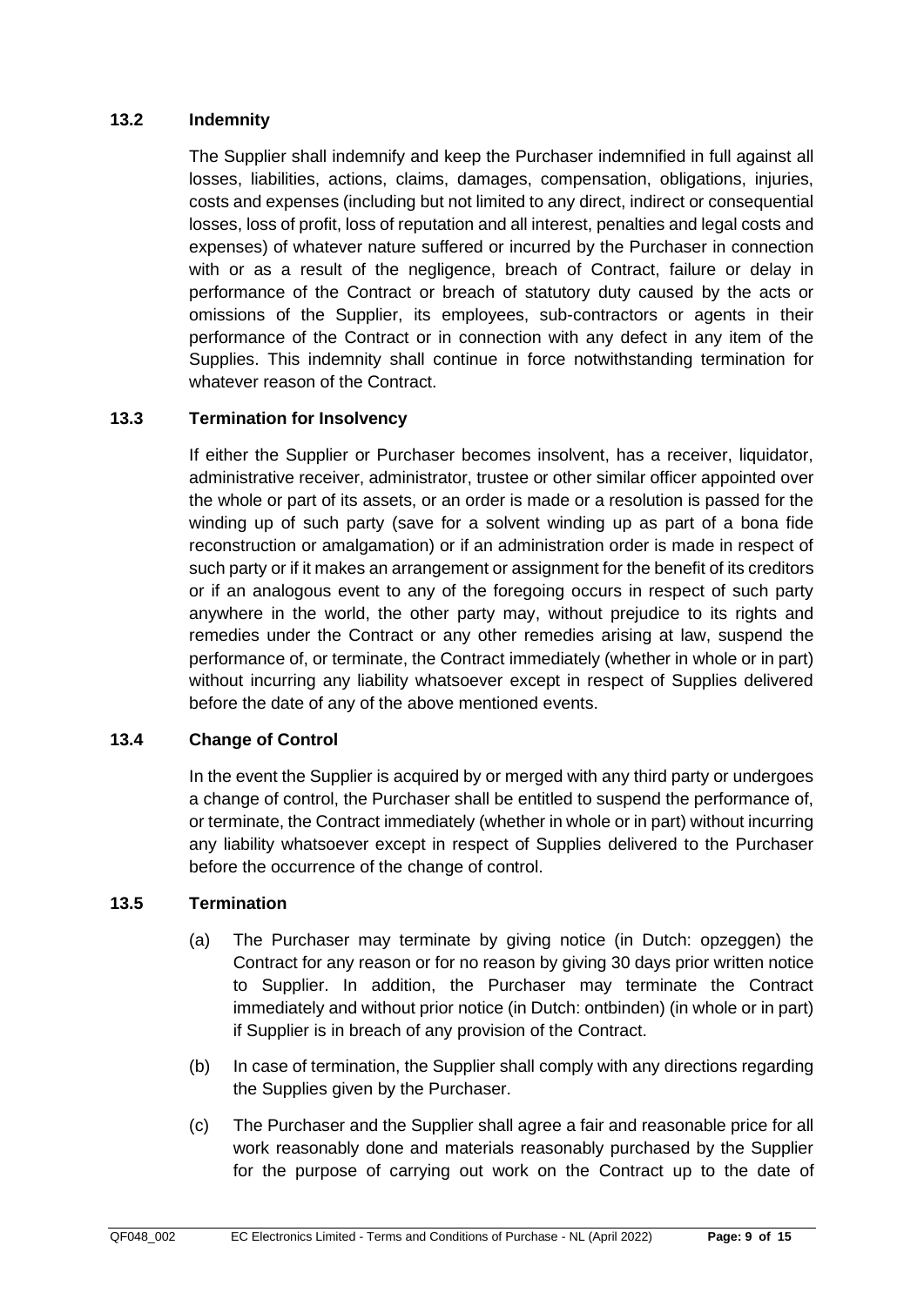### 13.2 Indemnity

The Supplier shall indemnify and keep the Purchaser indemnified in full against all losses, liabilities, actions, claims, damages, compensation, obligations, injuries, costs and expenses (including but not limited to any direct, indirect or consequential losses, loss of profit, loss of reputation and all interest, penalties and legal costs and expenses) of whatever nature suffered or incurred by the Purchaser in connection with or as a result of the negligence, breach of Contract, failure or delay in performance of the Contract or breach of statutory duty caused by the acts or omissions of the Supplier, its employees, sub-contractors or agents in their performance of the Contract or in connection with any defect in any item of the Supplies. This indemnity shall continue in force notwithstanding termination for whatever reason of the Contract.

### 13.3 Termination for Insolvency

If either the Supplier or Purchaser becomes insolvent, has a receiver, liquidator, administrative receiver, administrator, trustee or other similar officer appointed over the whole or part of its assets, or an order is made or a resolution is passed for the winding up of such party (save for a solvent winding up as part of a bona fide reconstruction or amalgamation) or if an administration order is made in respect of such party or if it makes an arrangement or assignment for the benefit of its creditors or if an analogous event to any of the foregoing occurs in respect of such party anywhere in the world, the other party may, without prejudice to its rights and remedies under the Contract or any other remedies arising at law, suspend the performance of, or terminate, the Contract immediately (whether in whole or in part) without incurring any liability whatsoever except in respect of Supplies delivered before the date of any of the above mentioned events.

### 13.4 Change of Control

In the event the Supplier is acquired by or merged with any third party or undergoes a change of control, the Purchaser shall be entitled to suspend the performance of, or terminate, the Contract immediately (whether in whole or in part) without incurring any liability whatsoever except in respect of Supplies delivered to the Purchaser before the occurrence of the change of control.

### 13.5 Termination

(a) The Purchaser may terminate by giving notice (in Dutch: opzeggen) the Contract for any reason or for no reason by giving 30 days prior written notice to Supplier. In addition, the Purchaser may terminate the Contract immediately and without prior notice (in Dutch: ontbinden) (in whole or in part) if Supplier is in breach of any provision of the Contract.

(b) In case of termination, the Supplier shall comply with any directions regarding the Supplies given by the Purchaser.

(c) The Purchaser and the Supplier shall agree a fair and reasonable price for all work reasonably done and materials reasonably purchased by the Supplier for the purpose of carrying out work on the Contract up to the date of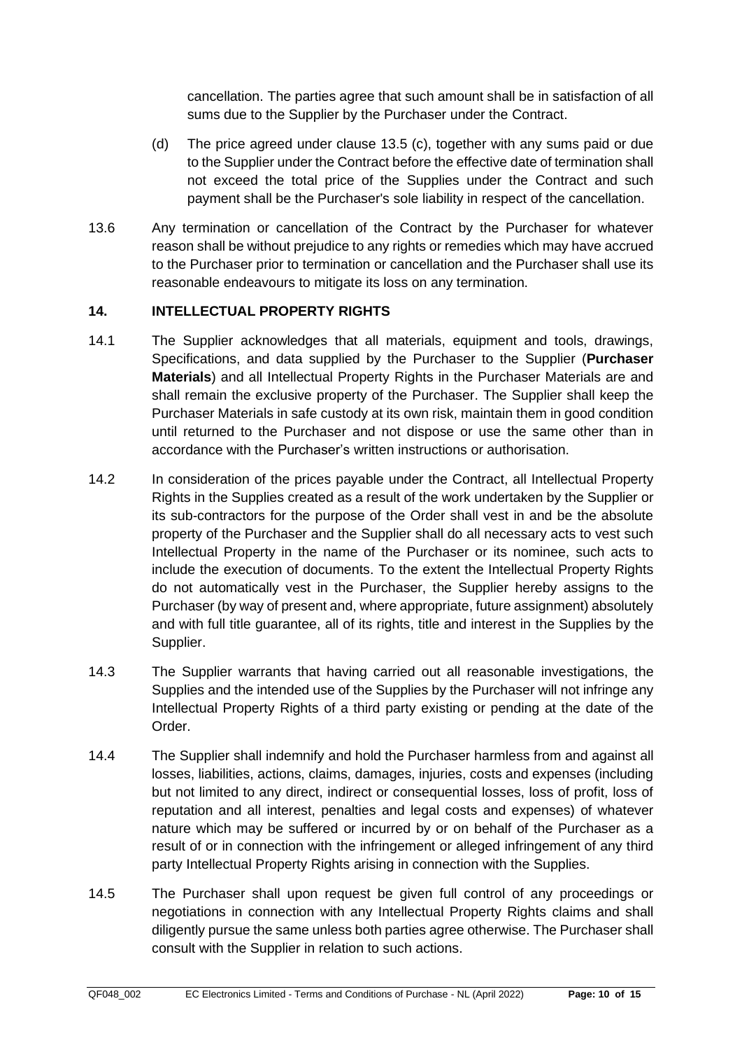cancellation. The parties agree that such amount shall be in satisfaction of all sums due to the Supplier by the Purchaser under the Contract.

(d) The price agreed under clause 13.5 (c), together with any sums paid or due to the Supplier under the Contract before the effective date of termination shall not exceed the total price of the Supplies under the Contract and such payment shall be the Purchaser's sole liability in respect of the cancellation.

13.6 Any termination or cancellation of the Contract by the Purchaser for whatever reason shall be without prejudice to any rights or remedies which may have accrued to the Purchaser prior to termination or cancellation and the Purchaser shall use its reasonable endeavours to mitigate its loss on any termination.

## 14. INTELLECTUAL PROPERTY RIGHTS

14.1 The Supplier acknowledges that all materials, equipment and tools, drawings, Specifications, and data supplied by the Purchaser to the Supplier (**Purchaser Materials**) and all Intellectual Property Rights in the Purchaser Materials are and shall remain the exclusive property of the Purchaser. The Supplier shall keep the Purchaser Materials in safe custody at its own risk, maintain them in good condition until returned to the Purchaser and not dispose or use the same other than in accordance with the Purchaser's written instructions or authorisation.

14.2 In consideration of the prices payable under the Contract, all Intellectual Property Rights in the Supplies created as a result of the work undertaken by the Supplier or its sub-contractors for the purpose of the Order shall vest in and be the absolute property of the Purchaser and the Supplier shall do all necessary acts to vest such Intellectual Property in the name of the Purchaser or its nominee, such acts to include the execution of documents. To the extent the Intellectual Property Rights do not automatically vest in the Purchaser, the Supplier hereby assigns to the Purchaser (by way of present and, where appropriate, future assignment) absolutely and with full title guarantee, all of its rights, title and interest in the Supplies by the Supplier.

14.3 The Supplier warrants that having carried out all reasonable investigations, the Supplies and the intended use of the Supplies by the Purchaser will not infringe any Intellectual Property Rights of a third party existing or pending at the date of the Order.

14.4 The Supplier shall indemnify and hold the Purchaser harmless from and against all losses, liabilities, actions, claims, damages, injuries, costs and expenses (including but not limited to any direct, indirect or consequential losses, loss of profit, loss of reputation and all interest, penalties and legal costs and expenses) of whatever nature which may be suffered or incurred by or on behalf of the Purchaser as a result of or in connection with the infringement or alleged infringement of any third party Intellectual Property Rights arising in connection with the Supplies.

14.5 The Purchaser shall upon request be given full control of any proceedings or negotiations in connection with any Intellectual Property Rights claims and shall diligently pursue the same unless both parties agree otherwise. The Purchaser shall consult with the Supplier in relation to such actions.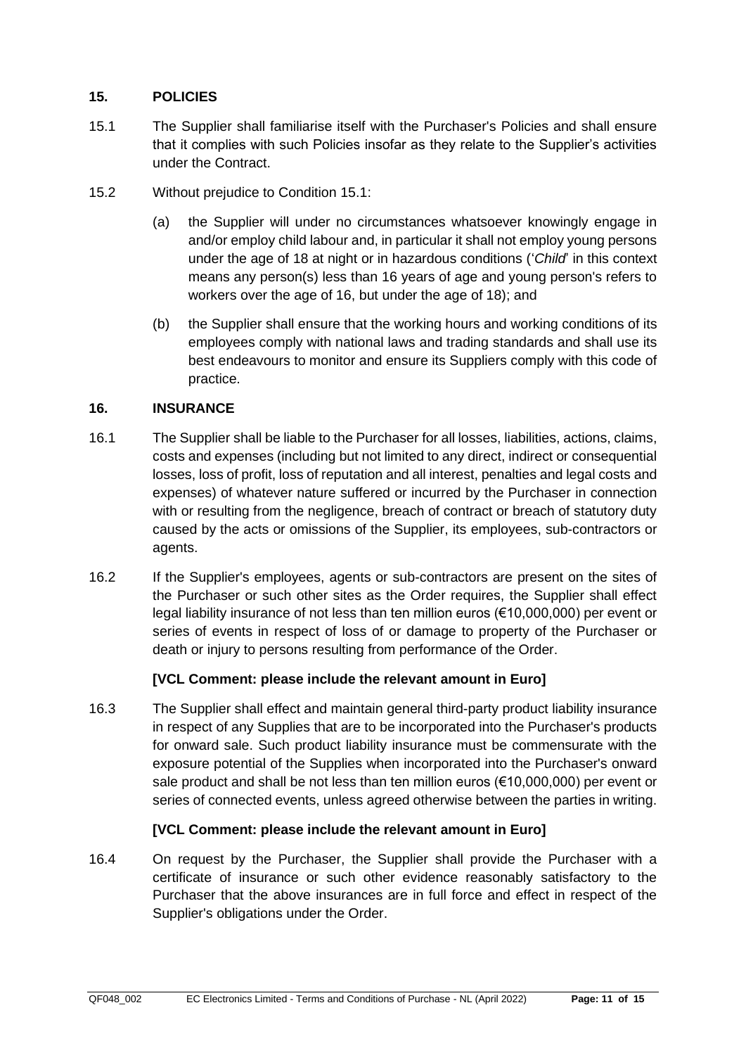## 15. POLICIES

15.1 The Supplier shall familiarise itself with the Purchaser's Policies and shall ensure that it complies with such Policies insofar as they relate to the Supplier's activities under the Contract.

15.2 Without prejudice to Condition 15.1:

(a) the Supplier will under no circumstances whatsoever knowingly engage in and/or employ child labour and, in particular it shall not employ young persons under the age of 18 at night or in hazardous conditions ('*Child*' in this context means any person(s) less than 16 years of age and young person's refers to workers over the age of 16, but under the age of 18); and

(b) the Supplier shall ensure that the working hours and working conditions of its employees comply with national laws and trading standards and shall use its best endeavours to monitor and ensure its Suppliers comply with this code of practice.

## 16. INSURANCE

16.1 The Supplier shall be liable to the Purchaser for all losses, liabilities, actions, claims, costs and expenses (including but not limited to any direct, indirect or consequential losses, loss of profit, loss of reputation and all interest, penalties and legal costs and expenses) of whatever nature suffered or incurred by the Purchaser in connection with or resulting from the negligence, breach of contract or breach of statutory duty caused by the acts or omissions of the Supplier, its employees, sub-contractors or agents.

16.2 If the Supplier's employees, agents or sub-contractors are present on the sites of the Purchaser or such other sites as the Order requires, the Supplier shall effect legal liability insurance of not less than ten million euros (€10,000,000) per event or series of events in respect of loss of or damage to property of the Purchaser or death or injury to persons resulting from performance of the Order.

**[VCL Comment: please include the relevant amount in Euro]**

16.3 The Supplier shall effect and maintain general third-party product liability insurance in respect of any Supplies that are to be incorporated into the Purchaser's products for onward sale. Such product liability insurance must be commensurate with the exposure potential of the Supplies when incorporated into the Purchaser's onward sale product and shall be not less than ten million euros (€10,000,000) per event or series of connected events, unless agreed otherwise between the parties in writing.

**[VCL Comment: please include the relevant amount in Euro]**

16.4 On request by the Purchaser, the Supplier shall provide the Purchaser with a certificate of insurance or such other evidence reasonably satisfactory to the Purchaser that the above insurances are in full force and effect in respect of the Supplier's obligations under the Order.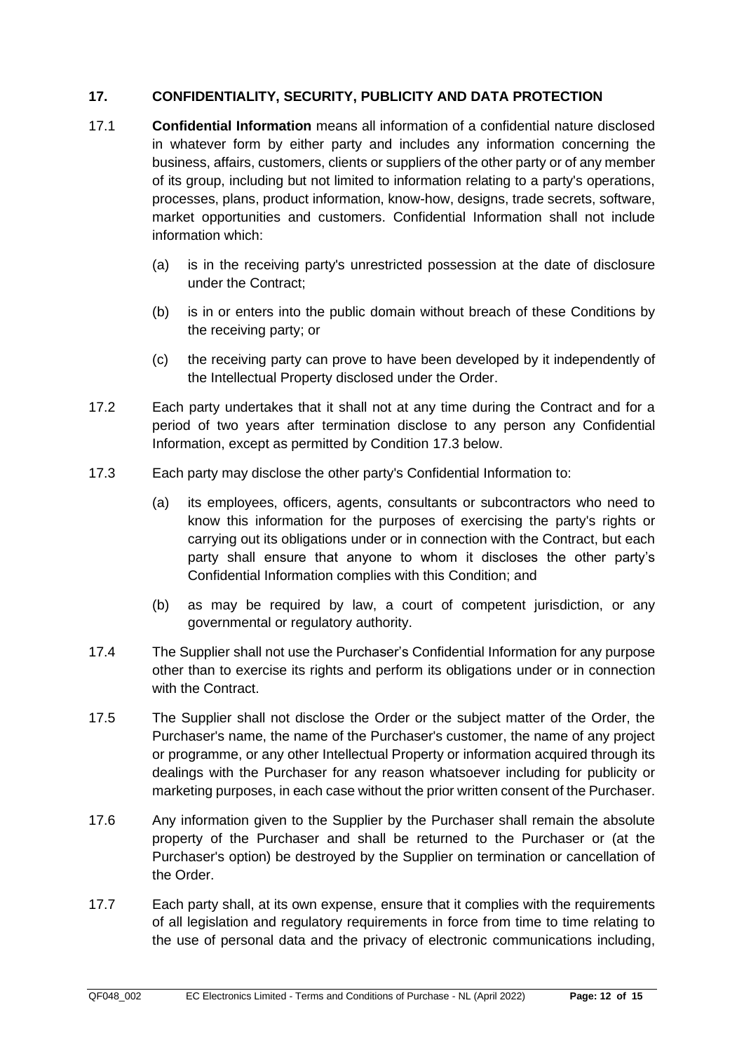## 17. CONFIDENTIALITY, SECURITY, PUBLICITY AND DATA PROTECTION

17.1 **Confidential Information** means all information of a confidential nature disclosed in whatever form by either party and includes any information concerning the business, affairs, customers, clients or suppliers of the other party or of any member of its group, including but not limited to information relating to a party's operations, processes, plans, product information, know-how, designs, trade secrets, software, market opportunities and customers. Confidential Information shall not include information which:

(a) is in the receiving party's unrestricted possession at the date of disclosure under the Contract;

(b) is in or enters into the public domain without breach of these Conditions by the receiving party; or

(c) the receiving party can prove to have been developed by it independently of the Intellectual Property disclosed under the Order.

17.2 Each party undertakes that it shall not at any time during the Contract and for a period of two years after termination disclose to any person any Confidential Information, except as permitted by Condition 17.3 below.

17.3 Each party may disclose the other party's Confidential Information to:

(a) its employees, officers, agents, consultants or subcontractors who need to know this information for the purposes of exercising the party's rights or carrying out its obligations under or in connection with the Contract, but each party shall ensure that anyone to whom it discloses the other party's Confidential Information complies with this Condition; and

(b) as may be required by law, a court of competent jurisdiction, or any governmental or regulatory authority.

17.4 The Supplier shall not use the Purchaser's Confidential Information for any purpose other than to exercise its rights and perform its obligations under or in connection with the Contract.

17.5 The Supplier shall not disclose the Order or the subject matter of the Order, the Purchaser's name, the name of the Purchaser's customer, the name of any project or programme, or any other Intellectual Property or information acquired through its dealings with the Purchaser for any reason whatsoever including for publicity or marketing purposes, in each case without the prior written consent of the Purchaser.

17.6 Any information given to the Supplier by the Purchaser shall remain the absolute property of the Purchaser and shall be returned to the Purchaser or (at the Purchaser's option) be destroyed by the Supplier on termination or cancellation of the Order.

17.7 Each party shall, at its own expense, ensure that it complies with the requirements of all legislation and regulatory requirements in force from time to time relating to the use of personal data and the privacy of electronic communications including,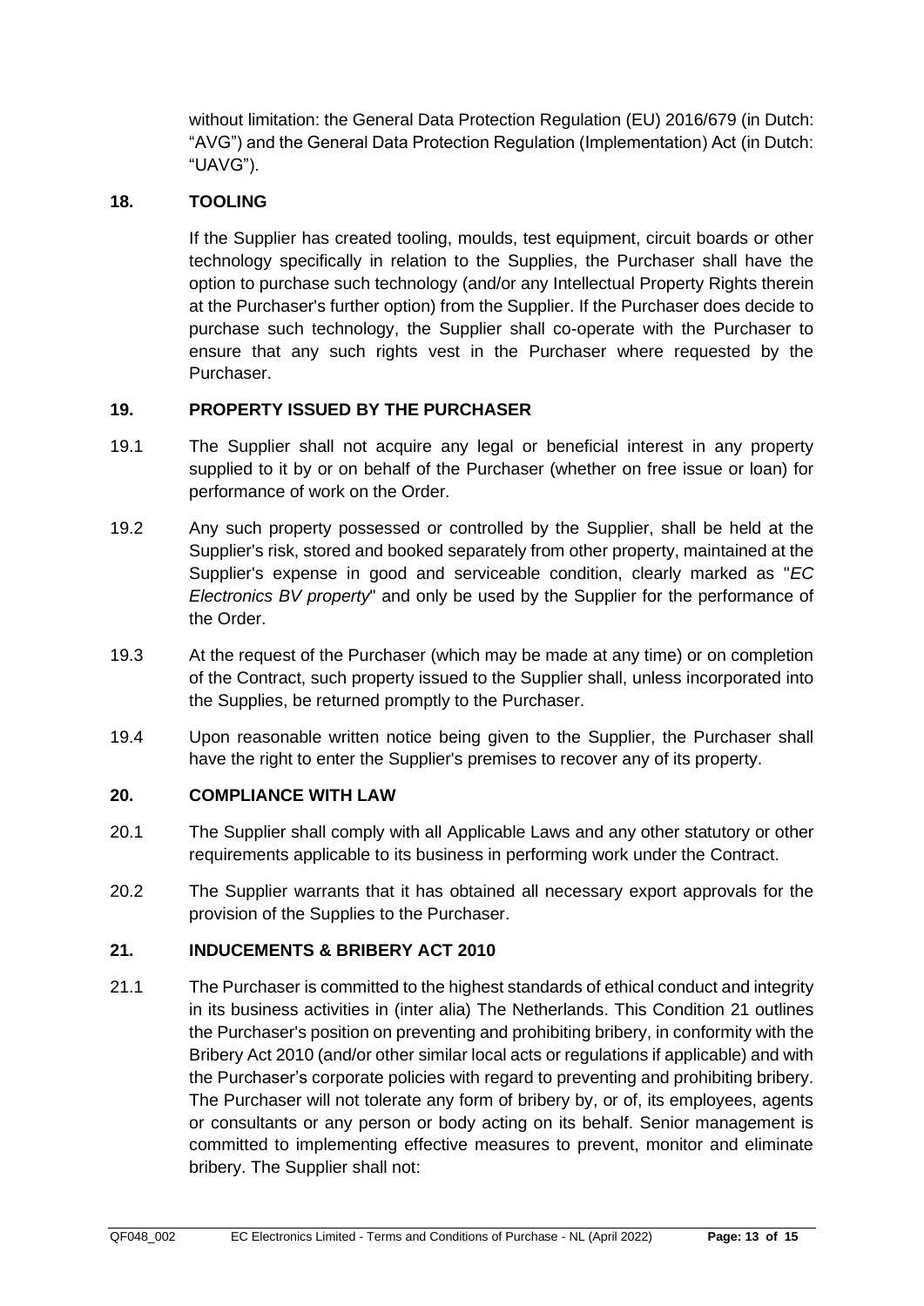without limitation: the General Data Protection Regulation (EU) 2016/679 (in Dutch: "AVG") and the General Data Protection Regulation (Implementation) Act (in Dutch: "UAVG").

## 18. TOOLING

If the Supplier has created tooling, moulds, test equipment, circuit boards or other technology specifically in relation to the Supplies, the Purchaser shall have the option to purchase such technology (and/or any Intellectual Property Rights therein at the Purchaser's further option) from the Supplier. If the Purchaser does decide to purchase such technology, the Supplier shall co-operate with the Purchaser to ensure that any such rights vest in the Purchaser where requested by the Purchaser.

## 19. PROPERTY ISSUED BY THE PURCHASER

19.1 The Supplier shall not acquire any legal or beneficial interest in any property supplied to it by or on behalf of the Purchaser (whether on free issue or loan) for performance of work on the Order.

19.2 Any such property possessed or controlled by the Supplier, shall be held at the Supplier's risk, stored and booked separately from other property, maintained at the Supplier's expense in good and serviceable condition, clearly marked as "*EC Electronics BV property*" and only be used by the Supplier for the performance of the Order.

19.3 At the request of the Purchaser (which may be made at any time) or on completion of the Contract, such property issued to the Supplier shall, unless incorporated into the Supplies, be returned promptly to the Purchaser.

19.4 Upon reasonable written notice being given to the Supplier, the Purchaser shall have the right to enter the Supplier's premises to recover any of its property.

## 20. COMPLIANCE WITH LAW

20.1 The Supplier shall comply with all Applicable Laws and any other statutory or other requirements applicable to its business in performing work under the Contract.

20.2 The Supplier warrants that it has obtained all necessary export approvals for the provision of the Supplies to the Purchaser.

## 21. INDUCEMENTS & BRIBERY ACT 2010

21.1 The Purchaser is committed to the highest standards of ethical conduct and integrity in its business activities in (inter alia) The Netherlands. This Condition 21 outlines the Purchaser's position on preventing and prohibiting bribery, in conformity with the Bribery Act 2010 (and/or other similar local acts or regulations if applicable) and with the Purchaser's corporate policies with regard to preventing and prohibiting bribery. The Purchaser will not tolerate any form of bribery by, or of, its employees, agents or consultants or any person or body acting on its behalf. Senior management is committed to implementing effective measures to prevent, monitor and eliminate bribery. The Supplier shall not: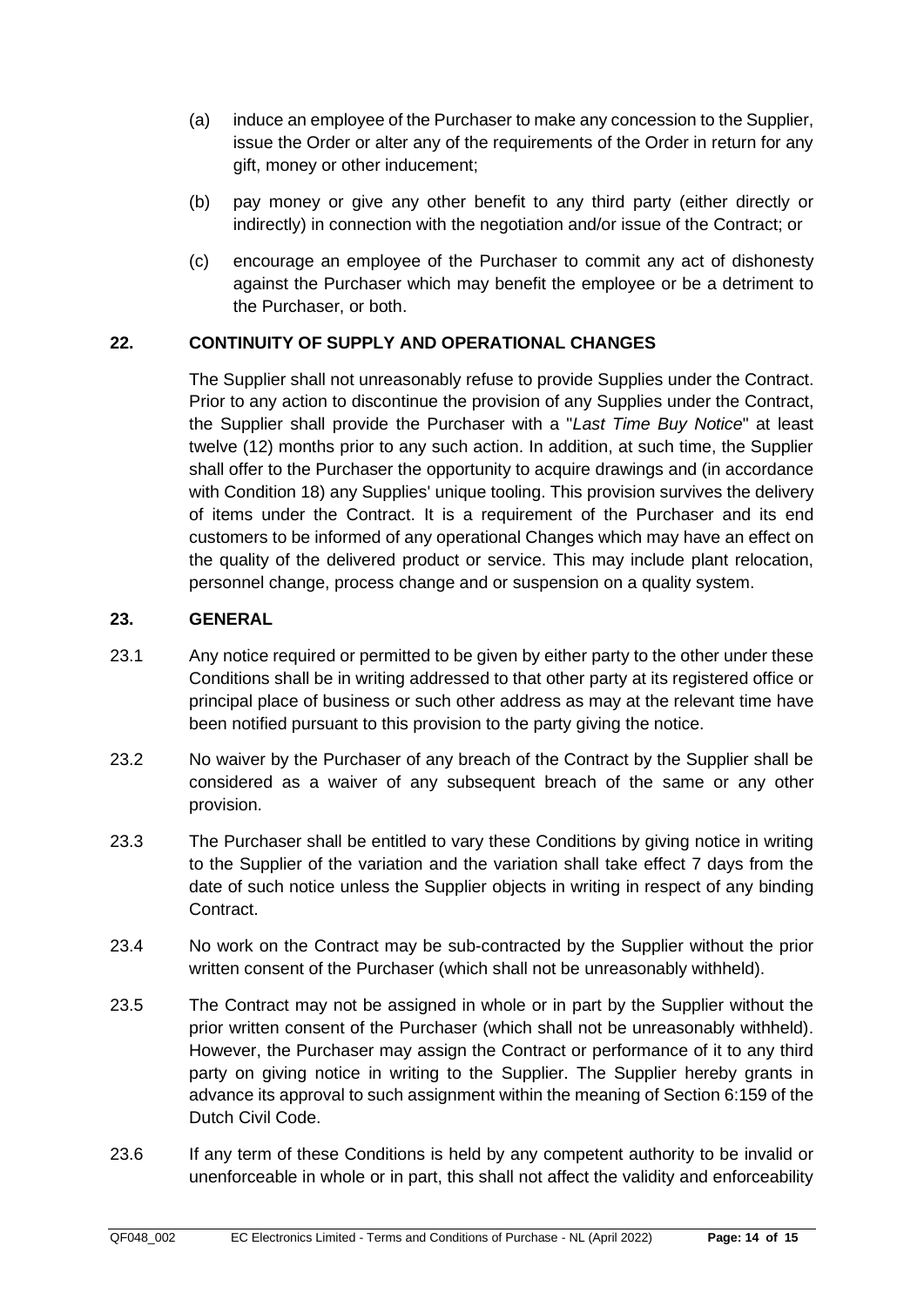(a) induce an employee of the Purchaser to make any concession to the Supplier, issue the Order or alter any of the requirements of the Order in return for any gift, money or other inducement;

(b) pay money or give any other benefit to any third party (either directly or indirectly) in connection with the negotiation and/or issue of the Contract; or

(c) encourage an employee of the Purchaser to commit any act of dishonesty against the Purchaser which may benefit the employee or be a detriment to the Purchaser, or both.

## 22. CONTINUITY OF SUPPLY AND OPERATIONAL CHANGES

The Supplier shall not unreasonably refuse to provide Supplies under the Contract. Prior to any action to discontinue the provision of any Supplies under the Contract, the Supplier shall provide the Purchaser with a "*Last Time Buy Notice*" at least twelve (12) months prior to any such action. In addition, at such time, the Supplier shall offer to the Purchaser the opportunity to acquire drawings and (in accordance with Condition 18) any Supplies' unique tooling. This provision survives the delivery of items under the Contract. It is a requirement of the Purchaser and its end customers to be informed of any operational Changes which may have an effect on the quality of the delivered product or service. This may include plant relocation, personnel change, process change and or suspension on a quality system.

## 23. GENERAL

23.1 Any notice required or permitted to be given by either party to the other under these Conditions shall be in writing addressed to that other party at its registered office or principal place of business or such other address as may at the relevant time have been notified pursuant to this provision to the party giving the notice.

23.2 No waiver by the Purchaser of any breach of the Contract by the Supplier shall be considered as a waiver of any subsequent breach of the same or any other provision.

23.3 The Purchaser shall be entitled to vary these Conditions by giving notice in writing to the Supplier of the variation and the variation shall take effect 7 days from the date of such notice unless the Supplier objects in writing in respect of any binding Contract.

23.4 No work on the Contract may be sub-contracted by the Supplier without the prior written consent of the Purchaser (which shall not be unreasonably withheld).

23.5 The Contract may not be assigned in whole or in part by the Supplier without the prior written consent of the Purchaser (which shall not be unreasonably withheld). However, the Purchaser may assign the Contract or performance of it to any third party on giving notice in writing to the Supplier. The Supplier hereby grants in advance its approval to such assignment within the meaning of Section 6:159 of the Dutch Civil Code.

23.6 If any term of these Conditions is held by any competent authority to be invalid or unenforceable in whole or in part, this shall not affect the validity and enforceability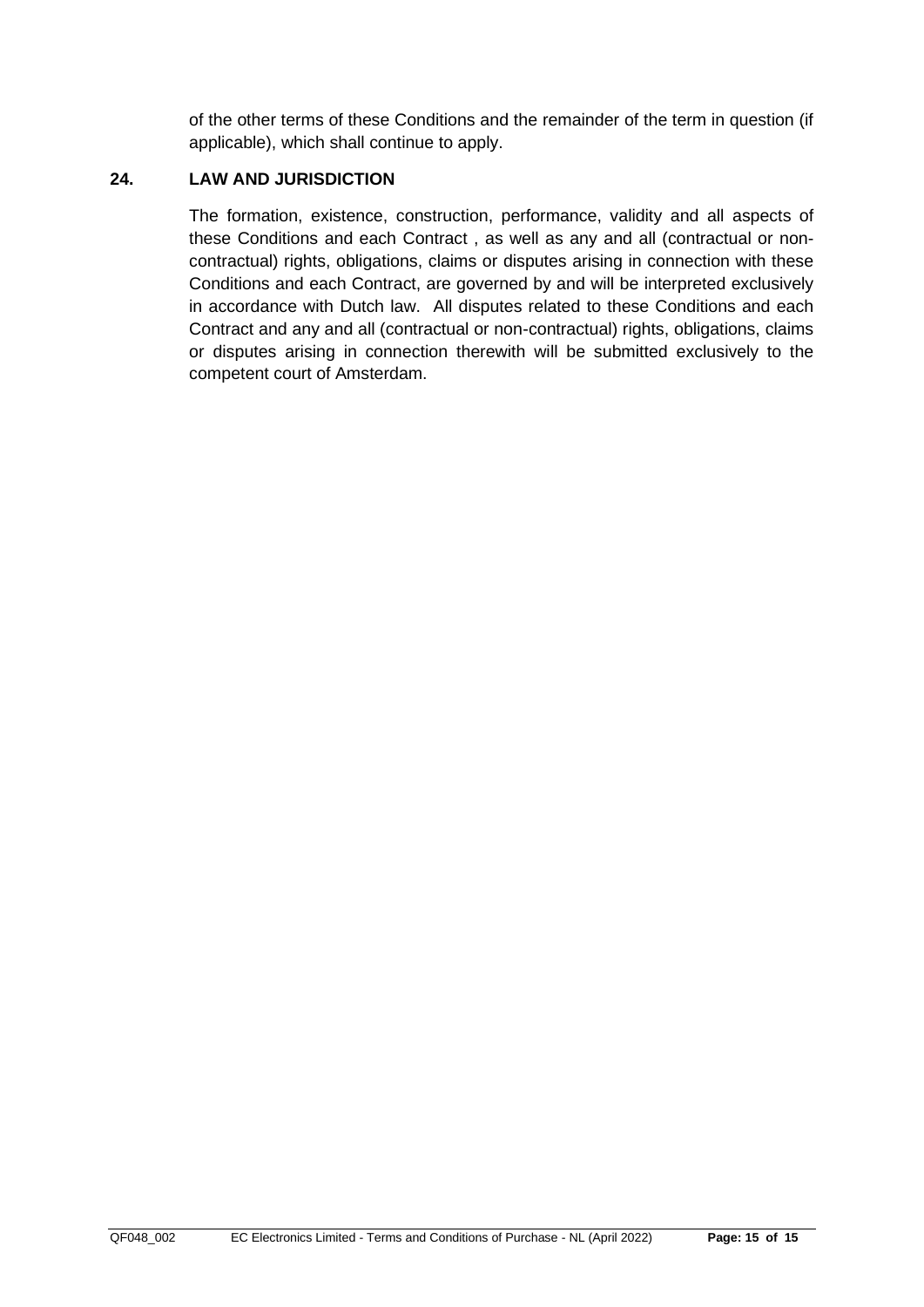of the other terms of these Conditions and the remainder of the term in question (if applicable), which shall continue to apply.

## 24. LAW AND JURISDICTION

The formation, existence, construction, performance, validity and all aspects of these Conditions and each Contract , as well as any and all (contractual or non-contractual) rights, obligations, claims or disputes arising in connection with these Conditions and each Contract, are governed by and will be interpreted exclusively in accordance with Dutch law. All disputes related to these Conditions and each Contract and any and all (contractual or non-contractual) rights, obligations, claims or disputes arising in connection therewith will be submitted exclusively to the competent court of Amsterdam.